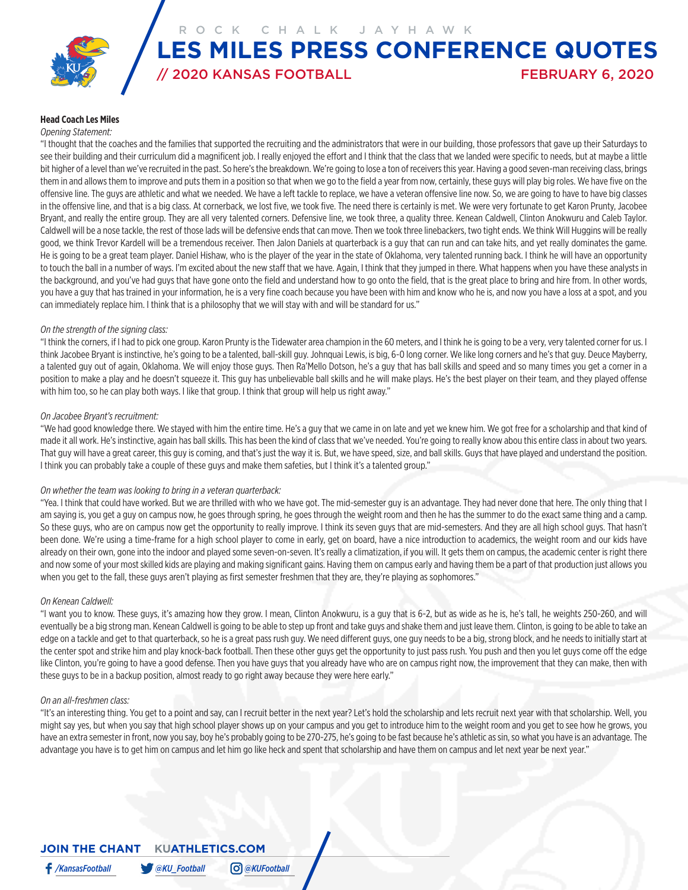ROCK CHALK JAYHAWK

# LES MILES PRESS CONFERENCE QUOTES

## // 2020 KANSAS FOOTBALL — FEBRUARY 6, 2020

**Head Coach Les Miles**

*Opening Statement:*

"I thought that the coaches and the families that supported the recruiting and the administrators that were in our building, those professors that gave up their Saturdays to see their building and their curriculum did a magnificent job. I really enjoyed the effort and I think that the class that we landed were specific to needs, but at maybe a little bit higher of a level than we've recruited in the past. So here's the breakdown. We're going to lose a ton of receivers this year. Having a good seven-man receiving class, brings them in and allows them to improve and puts them in a position so that when we go to the field a year from now, certainly, these guys will play big roles. We have five on the offensive line. The guys are athletic and what we needed. We have a left tackle to replace, we have a veteran offensive line now. So, we are going to have to have big classes in the offensive line, and that is a big class. At cornerback, we lost five, we took five. The need there is certainly is met. We were very fortunate to get Karon Prunty, Jacobee Bryant, and really the entire group. They are all very talented corners. Defensive line, we took three, a quality three. Kenean Caldwell, Clinton Anokwuru and Caleb Taylor. Caldwell will be a nose tackle, the rest of those lads will be defensive ends that can move. Then we took three linebackers, two tight ends. We think Will Huggins will be really good, we think Trevor Kardell will be a tremendous receiver. Then Jalon Daniels at quarterback is a guy that can run and can take hits, and yet really dominates the game. He is going to be a great team player. Daniel Hishaw, who is the player of the year in the state of Oklahoma, very talented running back. I think he will have an opportunity to touch the ball in a number of ways. I'm excited about the new staff that we have. Again, I think that they jumped in there. What happens when you have these analysts in the background, and you've had guys that have gone onto the field and understand how to go onto the field, that is the great place to bring and hire from. In other words, you have a guy that has trained in your information, he is a very fine coach because you have been with him and know who he is, and now you have a loss at a spot, and you can immediately replace him. I think that is a philosophy that we will stay with and will be standard for us."

*On the strength of the signing class:*

"I think the corners, if I had to pick one group. Karon Prunty is the Tidewater area champion in the 60 meters, and I think he is going to be a very, very talented corner for us. I think Jacobee Bryant is instinctive, he's going to be a talented, ball-skill guy. Johnquai Lewis, is big, 6-0 long corner. We like long corners and he's that guy. Deuce Mayberry, a talented guy out of again, Oklahoma. We will enjoy those guys. Then Ra'Mello Dotson, he's a guy that has ball skills and speed and so many times you get a corner in a position to make a play and he doesn't squeeze it. This guy has unbelievable ball skills and he will make plays. He's the best player on their team, and they played offense with him too, so he can play both ways. I like that group. I think that group will help us right away."

*On Jacobee Bryant's recruitment:*

"We had good knowledge there. We stayed with him the entire time. He's a guy that we came in on late and yet we knew him. We got free for a scholarship and that kind of made it all work. He's instinctive, again has ball skills. This has been the kind of class that we've needed. You're going to really know abou this entire class in about two years. That guy will have a great career, this guy is coming, and that's just the way it is. But, we have speed, size, and ball skills. Guys that have played and understand the position. I think you can probably take a couple of these guys and make them safeties, but I think it's a talented group."

*On whether the team was looking to bring in a veteran quarterback:*

"Yea. I think that could have worked. But we are thrilled with who we have got. The mid-semester guy is an advantage. They had never done that here. The only thing that I am saying is, you get a guy on campus now, he goes through spring, he goes through the weight room and then he has the summer to do the exact same thing and a camp. So these guys, who are on campus now get the opportunity to really improve. I think its seven guys that are mid-semesters. And they are all high school guys. That hasn't been done. We're using a time-frame for a high school player to come in early, get on board, have a nice introduction to academics, the weight room and our kids have already on their own, gone into the indoor and played some seven-on-seven. It's really a climatization, if you will. It gets them on campus, the academic center is right there and now some of your most skilled kids are playing and making significant gains. Having them on campus early and having them be a part of that production just allows you when you get to the fall, these guys aren't playing as first semester freshmen that they are, they're playing as sophomores."

*On Kenean Caldwell:*

"I want you to know. These guys, it's amazing how they grow. I mean, Clinton Anokwuru, is a guy that is 6-2, but as wide as he is, he's tall, he weights 250-260, and will eventually be a big strong man. Kenean Caldwell is going to be able to step up front and take guys and shake them and just leave them. Clinton, is going to be able to take an edge on a tackle and get to that quarterback, so he is a great pass rush guy. We need different guys, one guy needs to be a big, strong block, and he needs to initially start at the center spot and strike him and play knock-back football. Then these other guys get the opportunity to just pass rush. You push and then you let guys come off the edge like Clinton, you're going to have a good defense. Then you have guys that you already have who are on campus right now, the improvement that they can make, then with these guys to be in a backup position, almost ready to go right away because they were here early."

*On an all-freshmen class:*

"It's an interesting thing. You get to a point and say, can I recruit better in the next year? Let's hold the scholarship and lets recruit next year with that scholarship. Well, you might say yes, but when you say that high school player shows up on your campus and you get to introduce him to the weight room and you get to see how he grows, you have an extra semester in front, now you say, boy he's probably going to be 270-275, he's going to be fast because he's athletic as sin, so what you have is an advantage. The advantage you have is to get him on campus and let him go like heck and spent that scholarship and have them on campus and let next year be next year."

JOIN THE CHANT KUATHLETICS.COM

/KansasFootball @KU_Football @KUFootball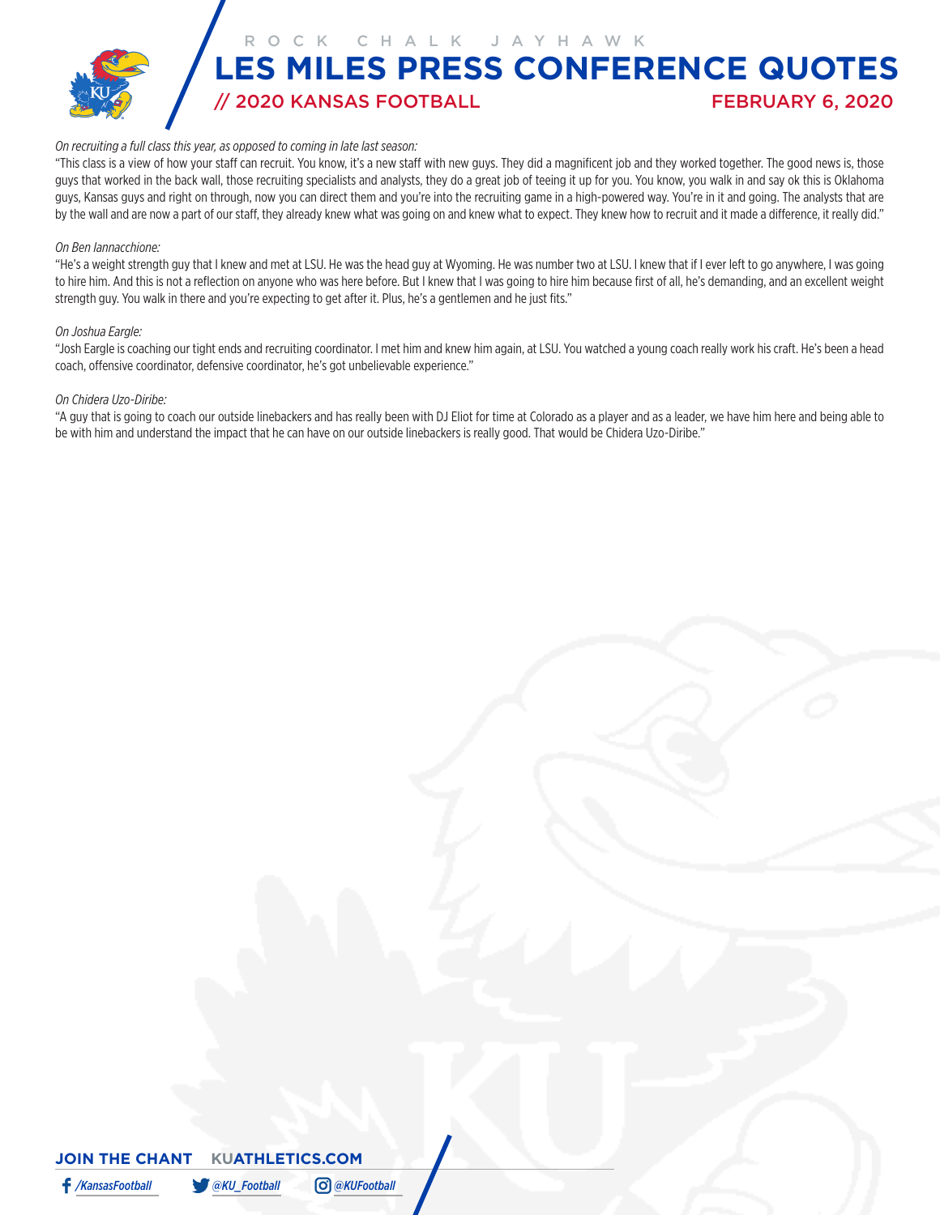*On recruiting a full class this year, as opposed to coming in late last season:*

"This class is a view of how your staff can recruit. You know, it's a new staff with new guys. They did a magnificent job and they worked together. The good news is, those guys that worked in the back wall, those recruiting specialists and analysts, they do a great job of teeing it up for you. You know, you walk in and say ok this is Oklahoma guys, Kansas guys and right on through, now you can direct them and you're into the recruiting game in a high-powered way. You're in it and going. The analysts that are by the wall and are now a part of our staff, they already knew what was going on and knew what to expect. They knew how to recruit and it made a difference, it really did."

*On Ben Iannacchione:*

"He's a weight strength guy that I knew and met at LSU. He was the head guy at Wyoming. He was number two at LSU. I knew that if I ever left to go anywhere, I was going to hire him. And this is not a reflection on anyone who was here before. But I knew that I was going to hire him because first of all, he's demanding, and an excellent weight strength guy. You walk in there and you're expecting to get after it. Plus, he's a gentlemen and he just fits."

*On Joshua Eargle:*

"Josh Eargle is coaching our tight ends and recruiting coordinator. I met him and knew him again, at LSU. You watched a young coach really work his craft. He's been a head coach, offensive coordinator, defensive coordinator, he's got unbelievable experience."

*On Chidera Uzo-Diribe:*

"A guy that is going to coach our outside linebackers and has really been with DJ Eliot for time at Colorado as a player and as a leader, we have him here and being able to be with him and understand the impact that he can have on our outside linebackers is really good. That would be Chidera Uzo-Diribe."